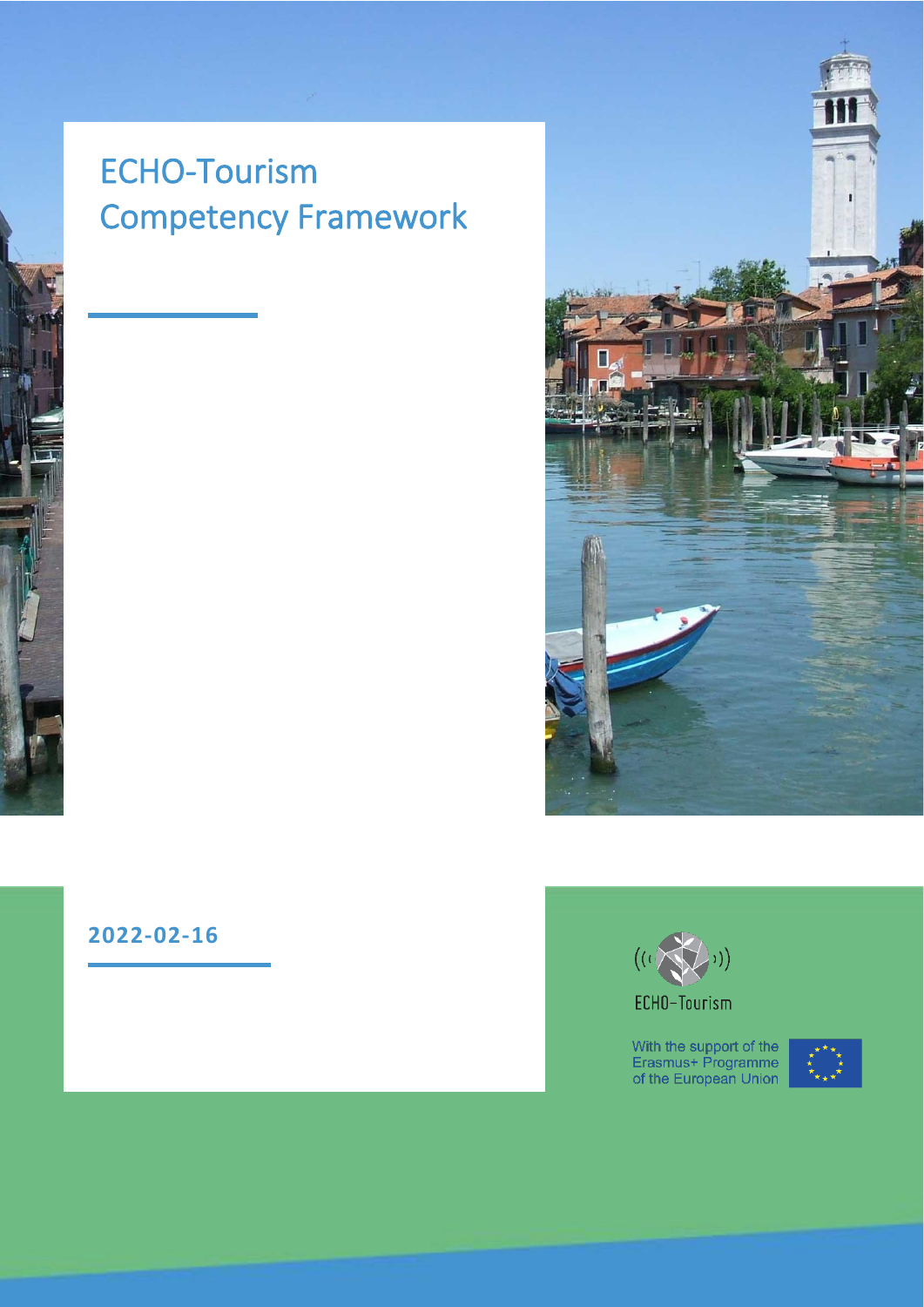# ECHO-Tourism Competency Framework

**2022-02-16**

ECHO-Tourism

With the support of the Erasmus+ Programme of the European Union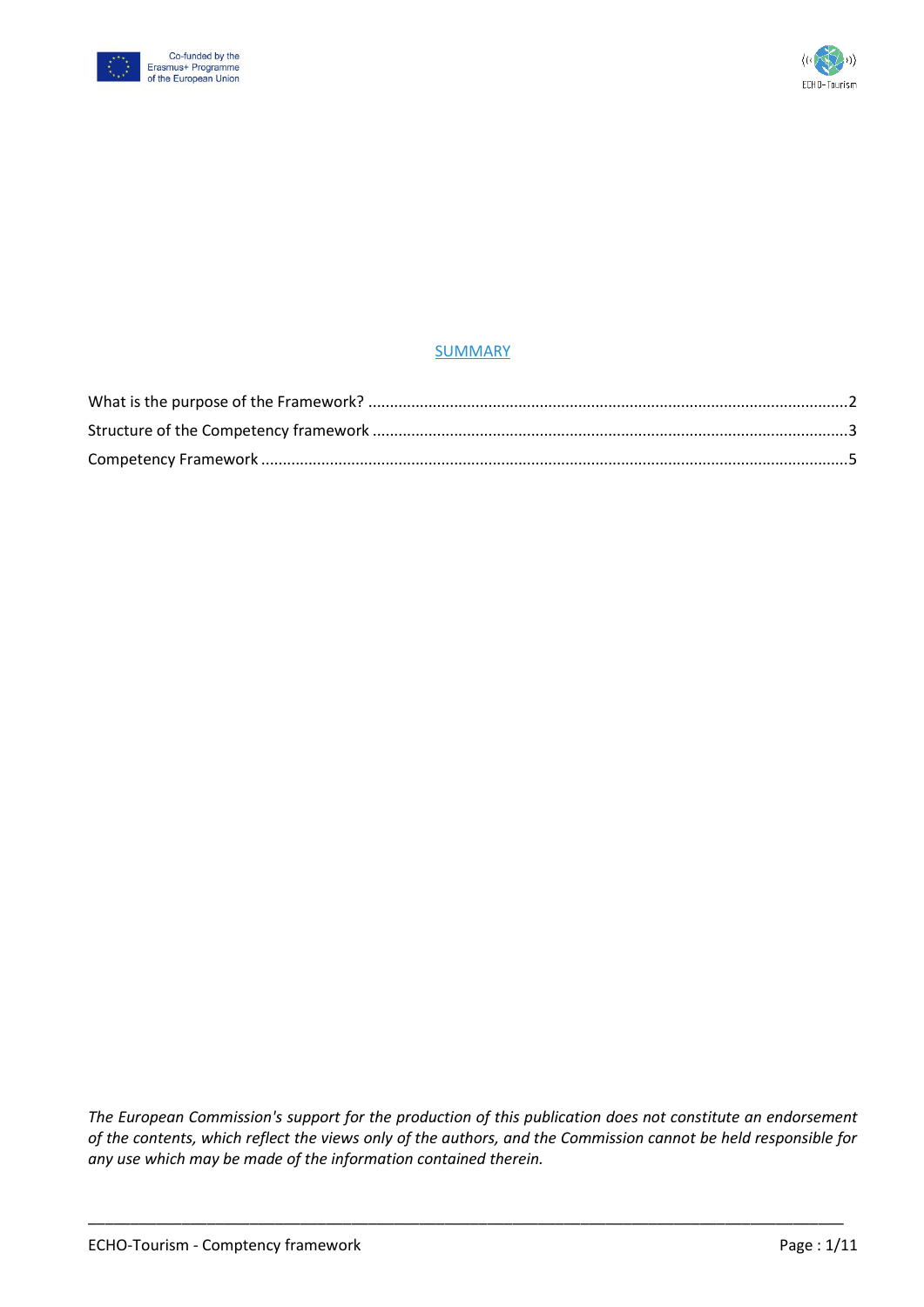## SUMMARY

What is the purpose of the Framework? ............................................................................................................2

Structure of the Competency framework ...........................................................................................................3

Competency Framework .....................................................................................................................................5

*The European Commission's support for the production of this publication does not constitute an endorsement of the contents, which reflect the views only of the authors, and the Commission cannot be held responsible for any use which may be made of the information contained therein.*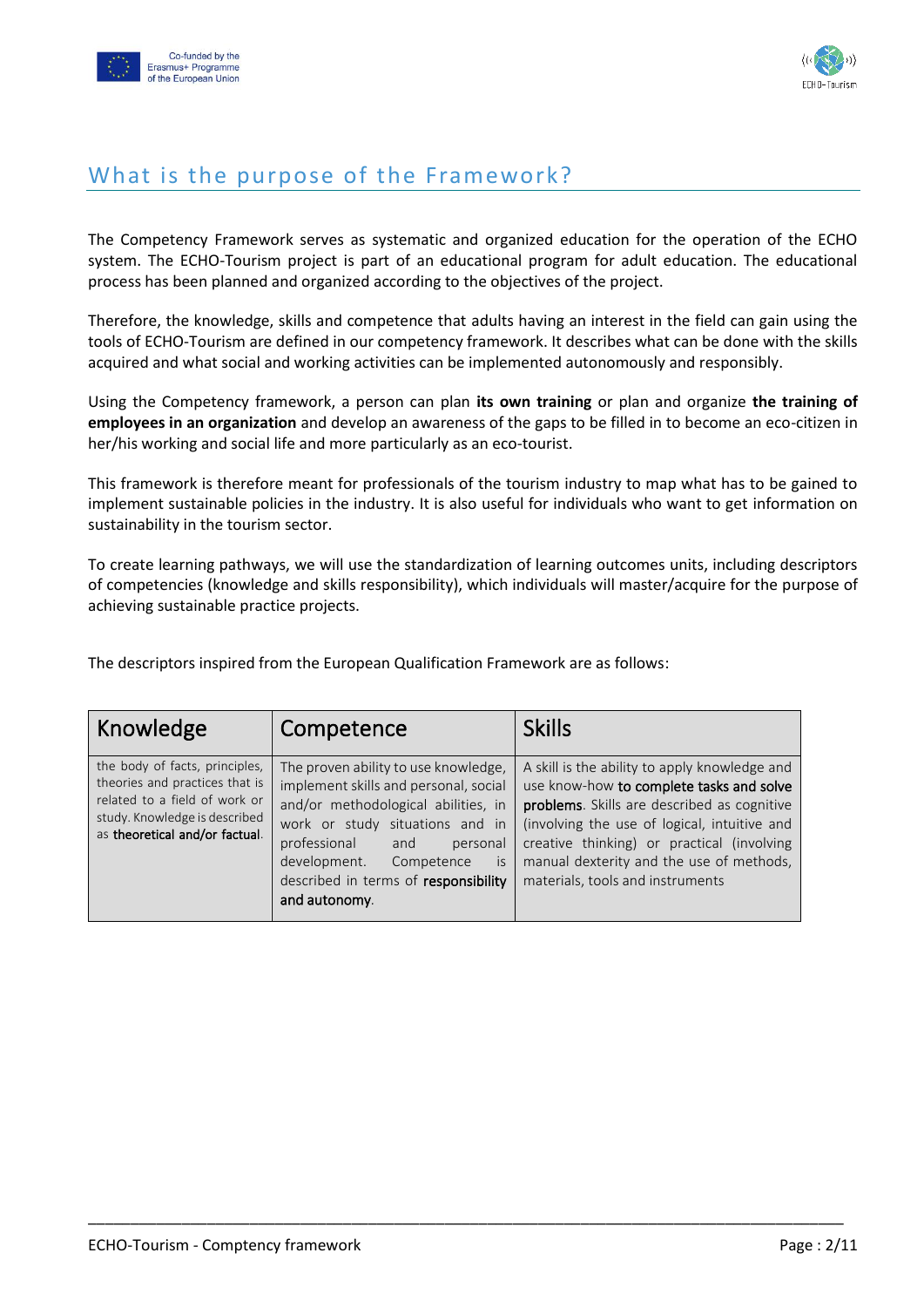## What is the purpose of the Framework?

The Competency Framework serves as systematic and organized education for the operation of the ECHO system. The ECHO-Tourism project is part of an educational program for adult education. The educational process has been planned and organized according to the objectives of the project.

Therefore, the knowledge, skills and competence that adults having an interest in the field can gain using the tools of ECHO-Tourism are defined in our competency framework. It describes what can be done with the skills acquired and what social and working activities can be implemented autonomously and responsibly.

Using the Competency framework, a person can plan **its own training** or plan and organize **the training of employees in an organization** and develop an awareness of the gaps to be filled in to become an eco-citizen in her/his working and social life and more particularly as an eco-tourist.

This framework is therefore meant for professionals of the tourism industry to map what has to be gained to implement sustainable policies in the industry. It is also useful for individuals who want to get information on sustainability in the tourism sector.

To create learning pathways, we will use the standardization of learning outcomes units, including descriptors of competencies (knowledge and skills responsibility), which individuals will master/acquire for the purpose of achieving sustainable practice projects.

The descriptors inspired from the European Qualification Framework are as follows:

| Knowledge | Competence | Skills |
|---|---|---|
| the body of facts, principles, theories and practices that is related to a field of work or study. Knowledge is described as **theoretical and/or factual**. | The proven ability to use knowledge, implement skills and personal, social and/or methodological abilities, in work or study situations and in professional and personal development. Competence is described in terms of **responsibility and autonomy**. | A skill is the ability to apply knowledge and use know-how **to complete tasks and solve problems**. Skills are described as cognitive (involving the use of logical, intuitive and creative thinking) or practical (involving manual dexterity and the use of methods, materials, tools and instruments |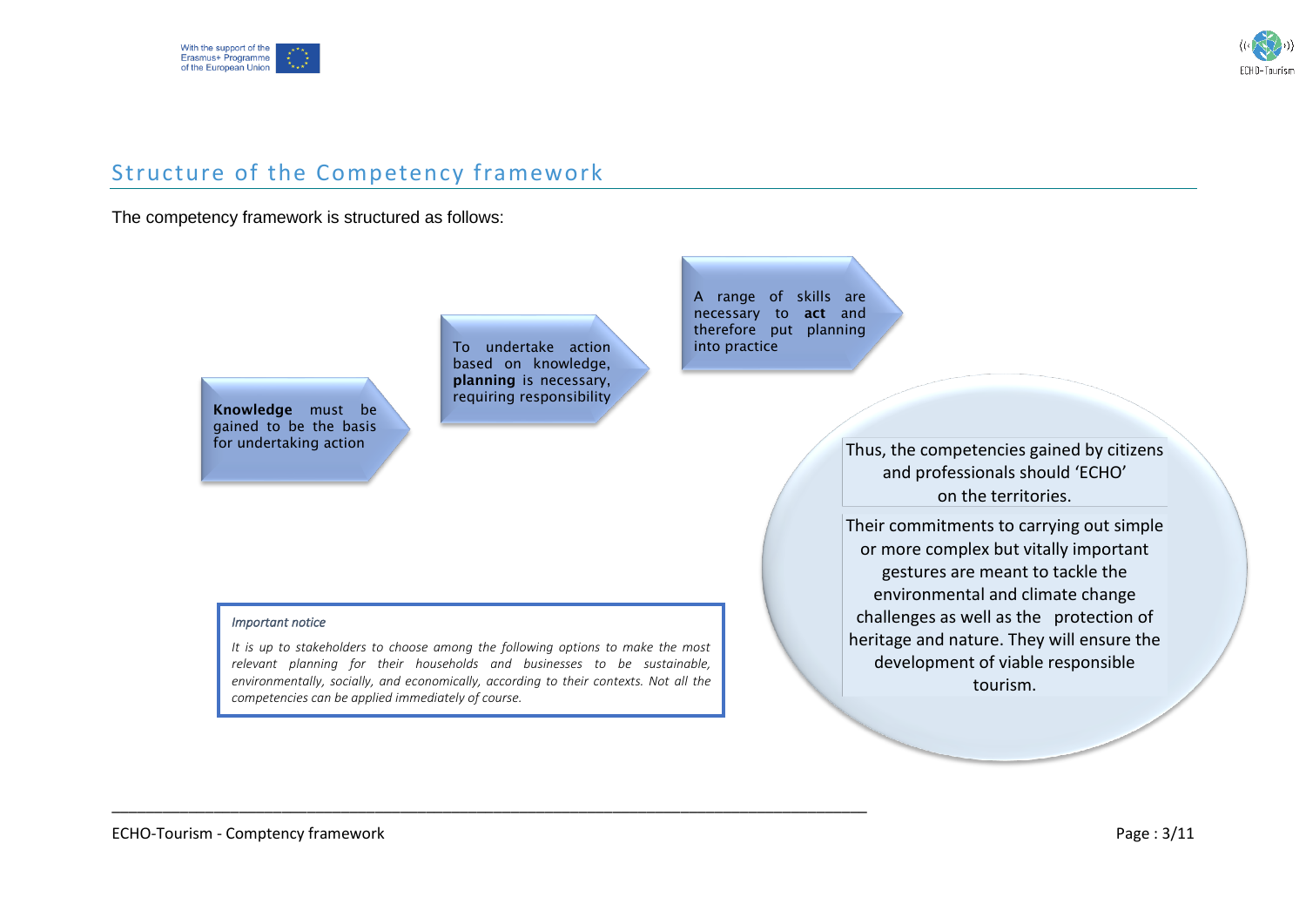## Structure of the Competency framework

The competency framework is structured as follows:

**Knowledge** must be gained to be the basis for undertaking action

To undertake action based on knowledge, **planning** is necessary, requiring responsibility

A range of skills are necessary to **act** and therefore put planning into practice

Thus, the competencies gained by citizens and professionals should 'ECHO' on the territories.

Their commitments to carrying out simple or more complex but vitally important gestures are meant to tackle the environmental and climate change challenges as well as the protection of heritage and nature. They will ensure the development of viable responsible tourism.

> *Important notice*
>
> *It is up to stakeholders to choose among the following options to make the most relevant planning for their households and businesses to be sustainable, environmentally, socially, and economically, according to their contexts. Not all the competencies can be applied immediately of course.*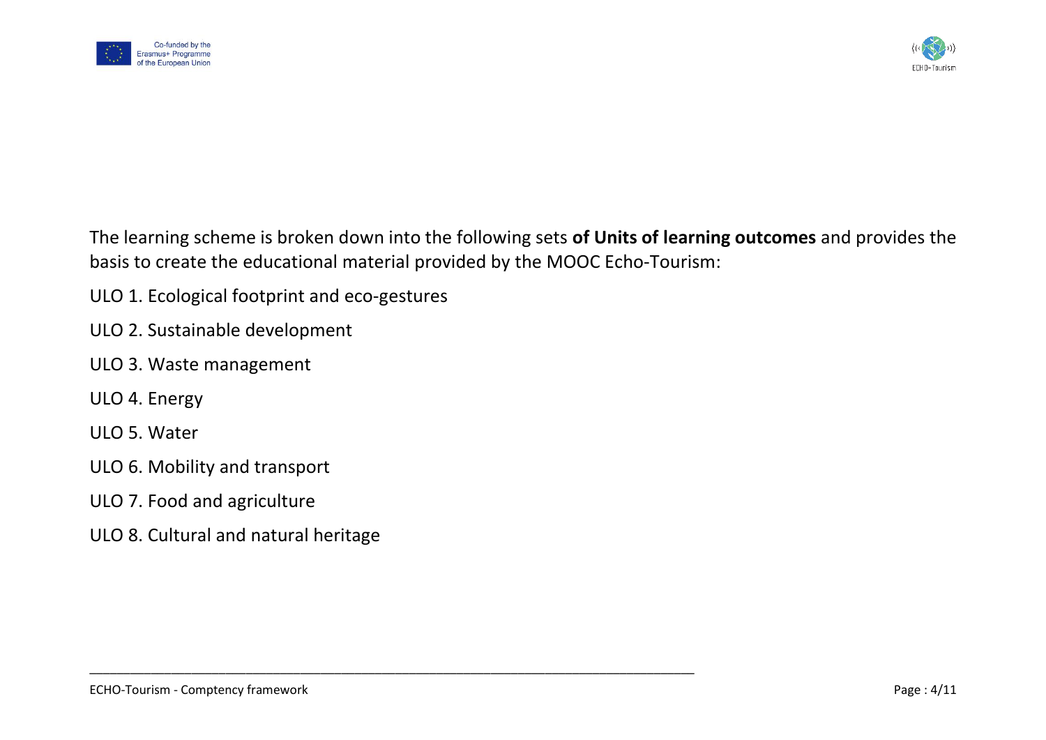The learning scheme is broken down into the following sets **of Units of learning outcomes** and provides the basis to create the educational material provided by the MOOC Echo-Tourism:

ULO 1. Ecological footprint and eco-gestures

ULO 2. Sustainable development

ULO 3. Waste management

ULO 4. Energy

ULO 5. Water

ULO 6. Mobility and transport

ULO 7. Food and agriculture

ULO 8. Cultural and natural heritage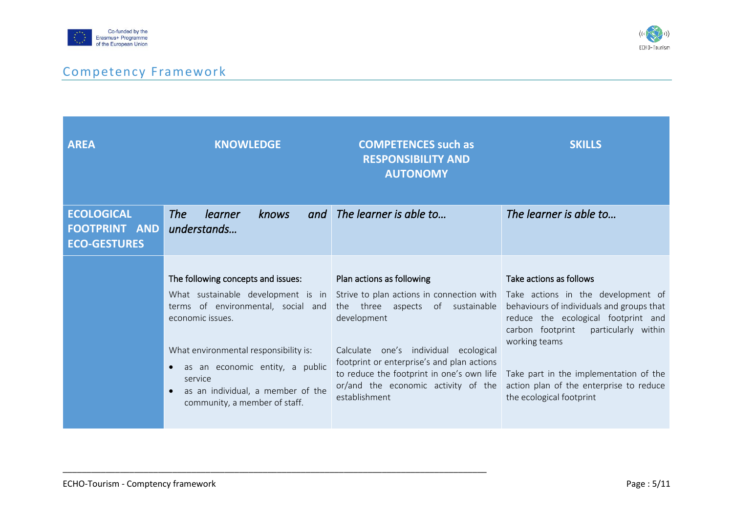## Competency Framework

| AREA | KNOWLEDGE | COMPETENCES such as RESPONSIBILITY AND AUTONOMY | SKILLS |
|---|---|---|---|
| **ECOLOGICAL FOOTPRINT AND ECO-GESTURES** | *The learner knows and understands…* | *The learner is able to…* | *The learner is able to…* |
| | The following concepts and issues:<br><br>What sustainable development is in terms of environmental, social and economic issues.<br><br>What environmental responsibility is:<br>• as an economic entity, a public service<br>• as an individual, a member of the community, a member of staff. | Plan actions as following<br><br>Strive to plan actions in connection with the three aspects of sustainable development<br><br>Calculate one's individual ecological footprint or enterprise's and plan actions to reduce the footprint in one's own life or/and the economic activity of the establishment | Take actions as follows<br><br>Take actions in the development of behaviours of individuals and groups that reduce the ecological footprint and carbon footprint particularly within working teams<br><br>Take part in the implementation of the action plan of the enterprise to reduce the ecological footprint |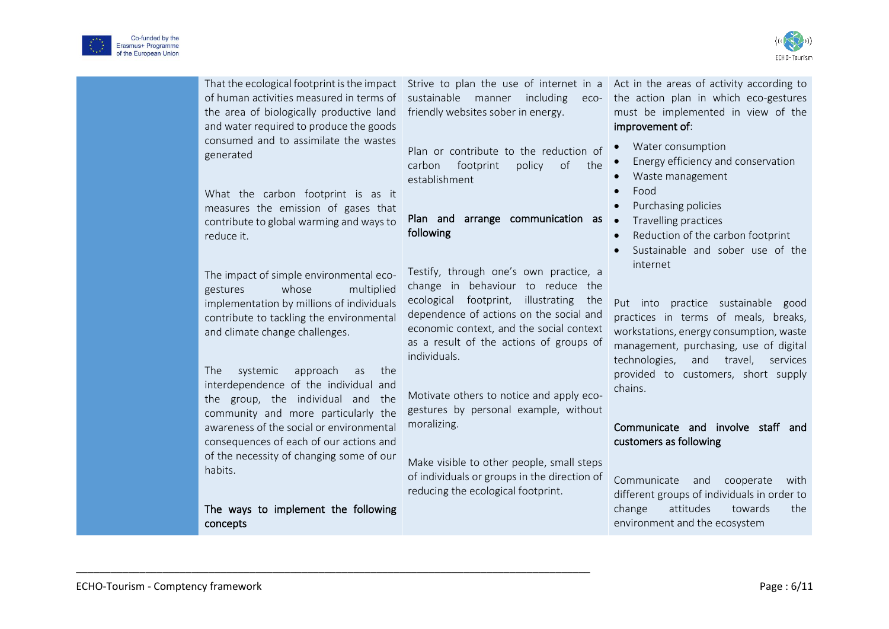| | | | |
|---|---|---|---|
| | That the ecological footprint is the impact of human activities measured in terms of the area of biologically productive land and water required to produce the goods consumed and to assimilate the wastes generated<br><br>What the carbon footprint is as it measures the emission of gases that contribute to global warming and ways to reduce it.<br><br>The impact of simple environmental eco-gestures whose multiplied implementation by millions of individuals contribute to tackling the environmental and climate change challenges.<br><br>The systemic approach as the interdependence of the individual and the group, the individual and the community and more particularly the awareness of the social or environmental consequences of each of our actions and of the necessity of changing some of our habits.<br><br>**The ways to implement the following concepts** | Strive to plan the use of internet in a sustainable manner including eco-friendly websites sober in energy.<br><br>Plan or contribute to the reduction of carbon footprint policy of the establishment<br><br>**Plan and arrange communication as following**<br><br>Testify, through one's own practice, a change in behaviour to reduce the ecological footprint, illustrating the dependence of actions on the social and economic context, and the social context as a result of the actions of groups of individuals.<br><br>Motivate others to notice and apply eco-gestures by personal example, without moralizing.<br><br>Make visible to other people, small steps of individuals or groups in the direction of reducing the ecological footprint. | Act in the areas of activity according to the action plan in which eco-gestures must be implemented in view of the **improvement of**:<br>• Water consumption<br>• Energy efficiency and conservation<br>• Waste management<br>• Food<br>• Purchasing policies<br>• Travelling practices<br>• Reduction of the carbon footprint<br>• Sustainable and sober use of the internet<br><br>Put into practice sustainable good practices in terms of meals, breaks, workstations, energy consumption, waste management, purchasing, use of digital technologies, and travel, services provided to customers, short supply chains.<br><br>**Communicate and involve staff and customers as following**<br><br>Communicate and cooperate with different groups of individuals in order to change attitudes towards the environment and the ecosystem |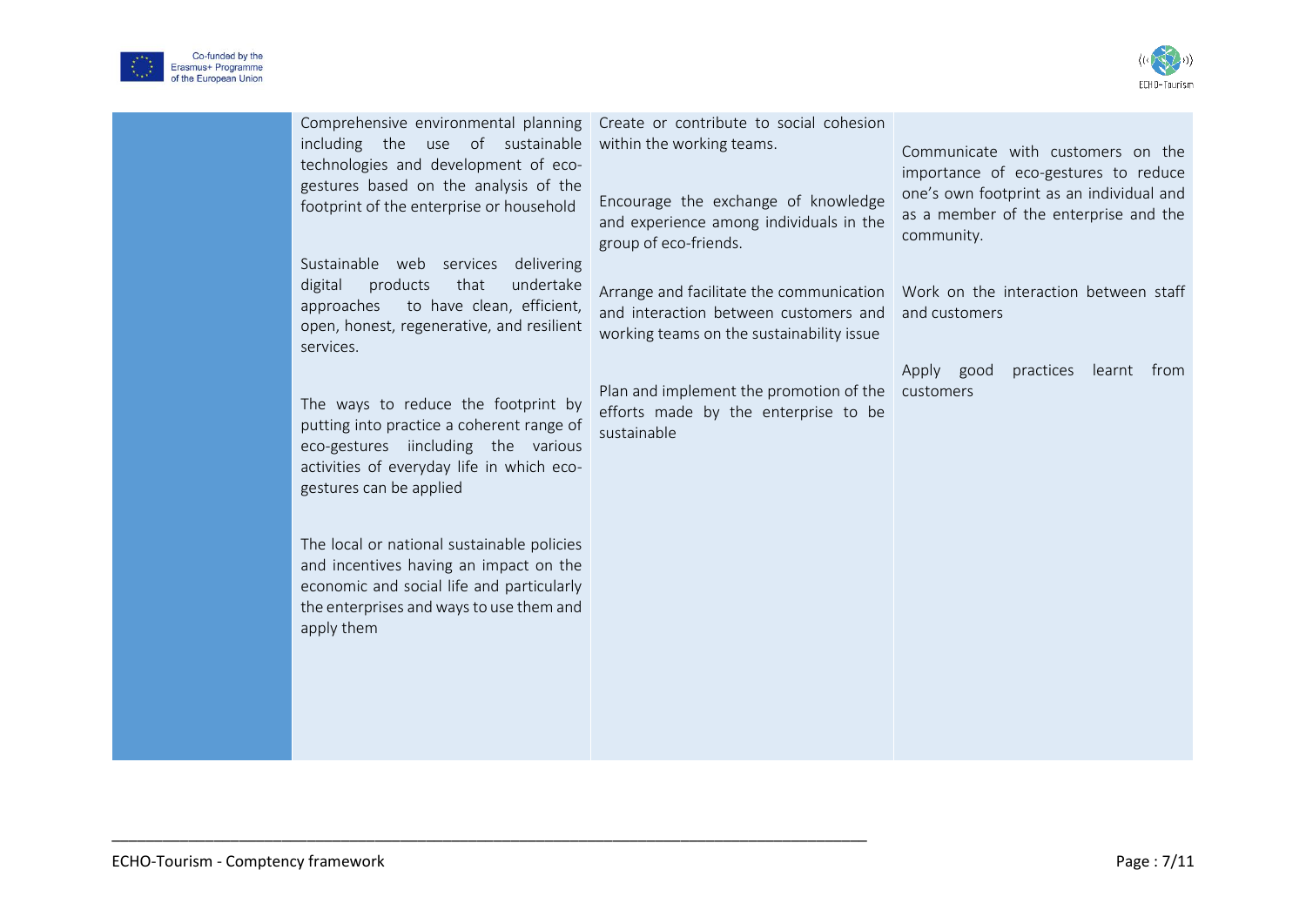| | | | |
|---|---|---|---|
| | Comprehensive environmental planning including the use of sustainable technologies and development of eco-gestures based on the analysis of the footprint of the enterprise or household<br><br>Sustainable web services delivering digital products that undertake approaches to have clean, efficient, open, honest, regenerative, and resilient services.<br><br>The ways to reduce the footprint by putting into practice a coherent range of eco-gestures iincluding the various activities of everyday life in which eco-gestures can be applied<br><br>The local or national sustainable policies and incentives having an impact on the economic and social life and particularly the enterprises and ways to use them and apply them | Create or contribute to social cohesion within the working teams.<br><br>Encourage the exchange of knowledge and experience among individuals in the group of eco-friends.<br><br>Arrange and facilitate the communication and interaction between customers and working teams on the sustainability issue<br><br>Plan and implement the promotion of the efforts made by the enterprise to be sustainable | Communicate with customers on the importance of eco-gestures to reduce one's own footprint as an individual and as a member of the enterprise and the community.<br><br>Work on the interaction between staff and customers<br><br>Apply good practices learnt from customers |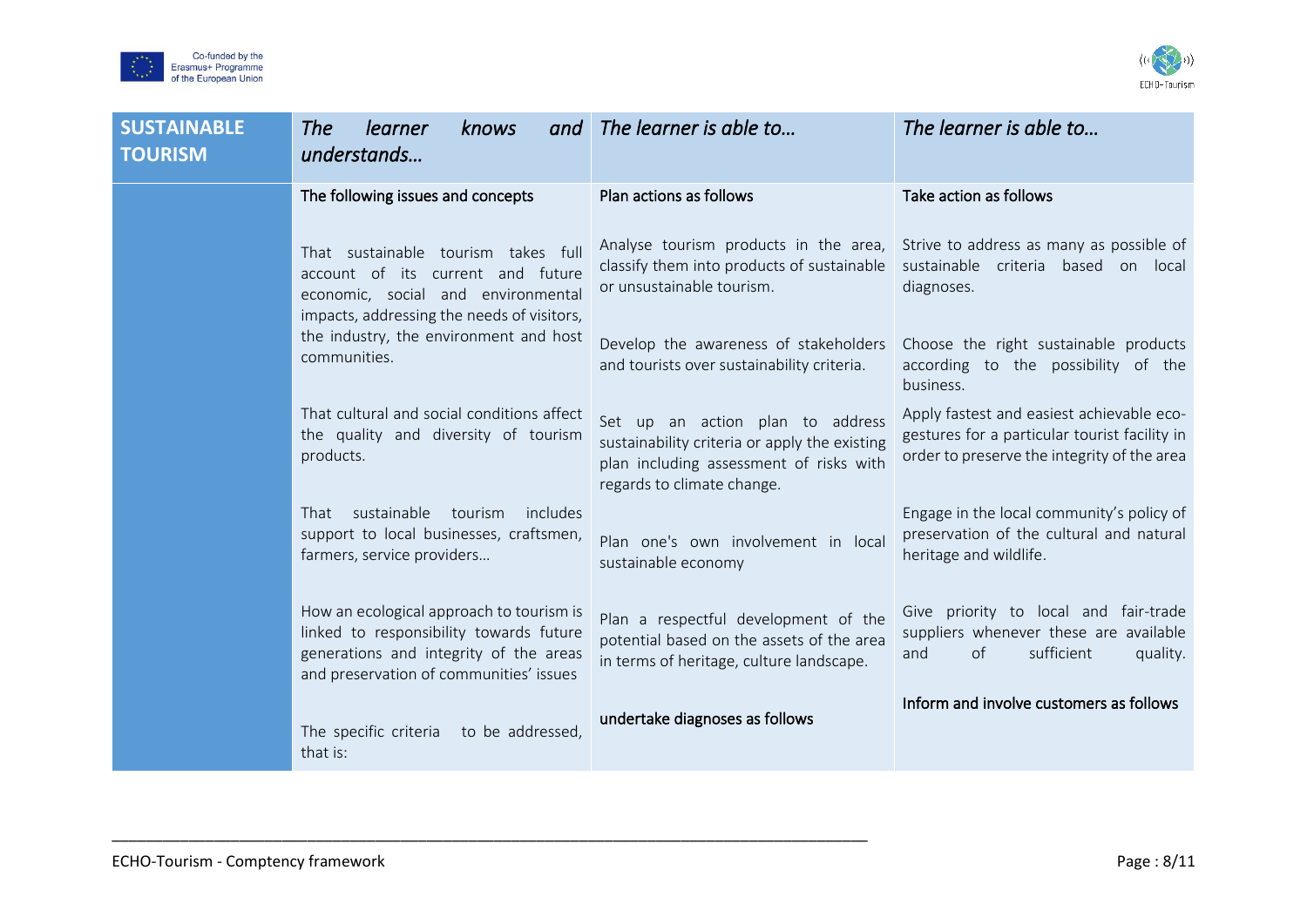| SUSTAINABLE TOURISM | *The learner knows and understands…* | *The learner is able to…* | *The learner is able to…* |
|---|---|---|---|
| | The following issues and concepts | Plan actions as follows | Take action as follows |
| | That sustainable tourism takes full account of its current and future economic, social and environmental impacts, addressing the needs of visitors, the industry, the environment and host communities. | Analyse tourism products in the area, classify them into products of sustainable or unsustainable tourism. | Strive to address as many as possible of sustainable criteria based on local diagnoses. |
| | | Develop the awareness of stakeholders and tourists over sustainability criteria. | Choose the right sustainable products according to the possibility of the business. |
| | That cultural and social conditions affect the quality and diversity of tourism products. | Set up an action plan to address sustainability criteria or apply the existing plan including assessment of risks with regards to climate change. | Apply fastest and easiest achievable eco-gestures for a particular tourist facility in order to preserve the integrity of the area |
| | That sustainable tourism includes support to local businesses, craftsmen, farmers, service providers… | Plan one's own involvement in local sustainable economy | Engage in the local community's policy of preservation of the cultural and natural heritage and wildlife. |
| | How an ecological approach to tourism is linked to responsibility towards future generations and integrity of the areas and preservation of communities' issues | Plan a respectful development of the potential based on the assets of the area in terms of heritage, culture landscape. | Give priority to local and fair-trade suppliers whenever these are available and of sufficient quality. |
| | The specific criteria to be addressed, that is: | undertake diagnoses as follows | Inform and involve customers as follows |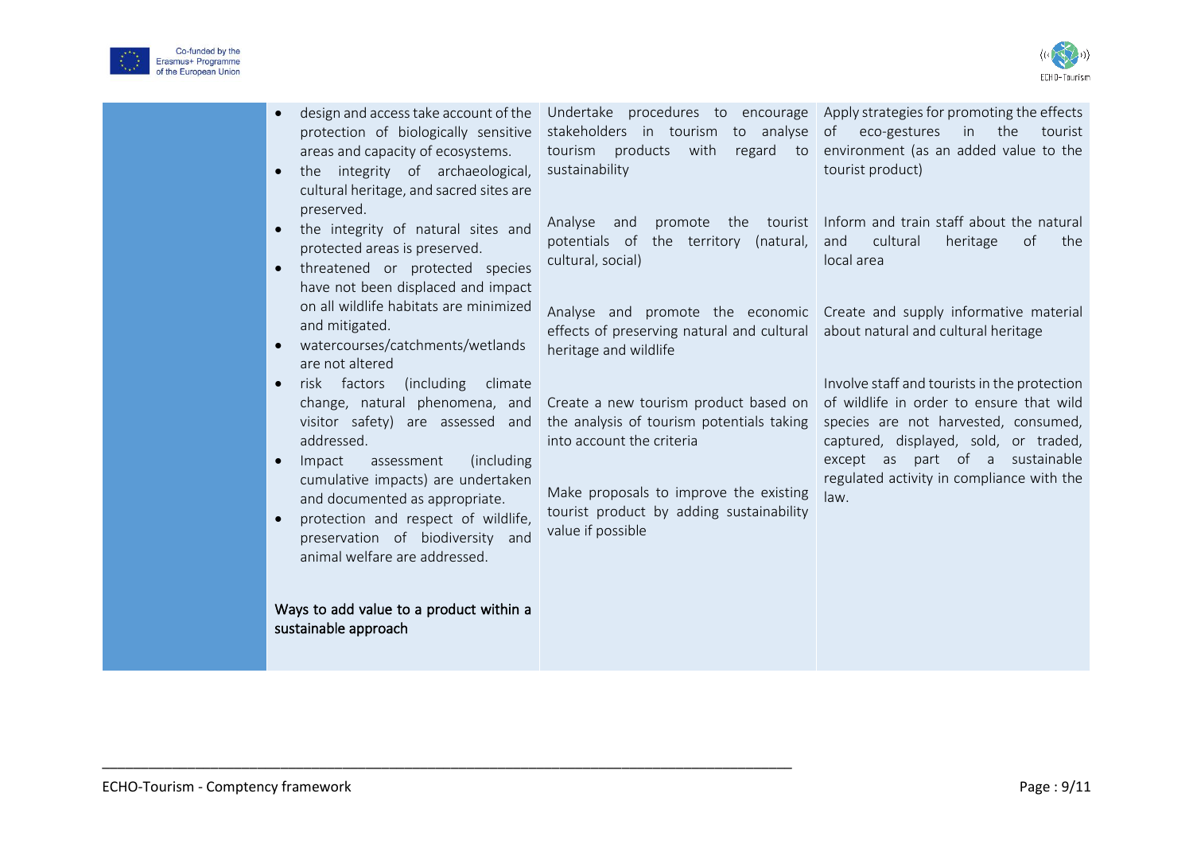|  |  |  |  |
|---|---|---|---|
|  | • design and access take account of the protection of biologically sensitive areas and capacity of ecosystems.<br>• the integrity of archaeological, cultural heritage, and sacred sites are preserved.<br>• the integrity of natural sites and protected areas is preserved.<br>• threatened or protected species have not been displaced and impact on all wildlife habitats are minimized and mitigated.<br>• watercourses/catchments/wetlands are not altered<br>• risk factors (including climate change, natural phenomena, and visitor safety) are assessed and addressed.<br>• Impact assessment (including cumulative impacts) are undertaken and documented as appropriate.<br>• protection and respect of wildlife, preservation of biodiversity and animal welfare are addressed.<br><br>Ways to add value to a product within a sustainable approach | Undertake procedures to encourage stakeholders in tourism to analyse tourism products with regard to sustainability<br><br>Analyse and promote the tourist potentials of the territory (natural, cultural, social)<br><br>Analyse and promote the economic effects of preserving natural and cultural heritage and wildlife<br><br>Create a new tourism product based on the analysis of tourism potentials taking into account the criteria<br><br>Make proposals to improve the existing tourist product by adding sustainability value if possible | Apply strategies for promoting the effects of eco-gestures in the tourist environment (as an added value to the tourist product)<br><br>Inform and train staff about the natural and cultural heritage of the local area<br><br>Create and supply informative material about natural and cultural heritage<br><br>Involve staff and tourists in the protection of wildlife in order to ensure that wild species are not harvested, consumed, captured, displayed, sold, or traded, except as part of a sustainable regulated activity in compliance with the law. |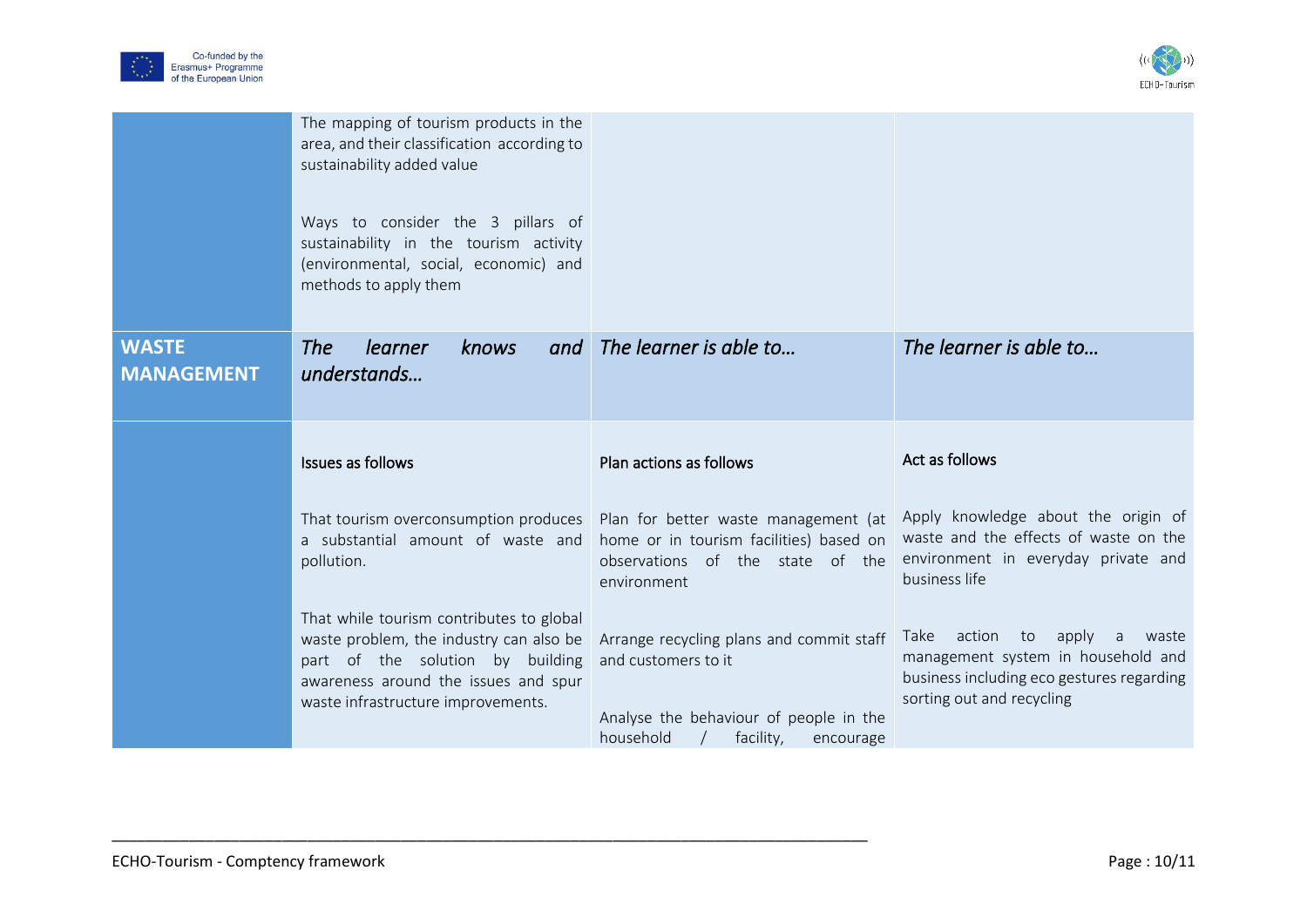| | | | |
|---|---|---|---|
| | The mapping of tourism products in the area, and their classification according to sustainability added value<br><br>Ways to consider the 3 pillars of sustainability in the tourism activity (environmental, social, economic) and methods to apply them | | |
| **WASTE MANAGEMENT** | ***The learner knows and understands…*** | ***The learner is able to…*** | ***The learner is able to…*** |
| | Issues as follows<br><br>That tourism overconsumption produces a substantial amount of waste and pollution.<br><br>That while tourism contributes to global waste problem, the industry can also be part of the solution by building awareness around the issues and spur waste infrastructure improvements. | Plan actions as follows<br><br>Plan for better waste management (at home or in tourism facilities) based on observations of the state of the environment<br><br>Arrange recycling plans and commit staff and customers to it<br><br>Analyse the behaviour of people in the household / facility, encourage | Act as follows<br><br>Apply knowledge about the origin of waste and the effects of waste on the environment in everyday private and business life<br><br>Take action to apply a waste management system in household and business including eco gestures regarding sorting out and recycling |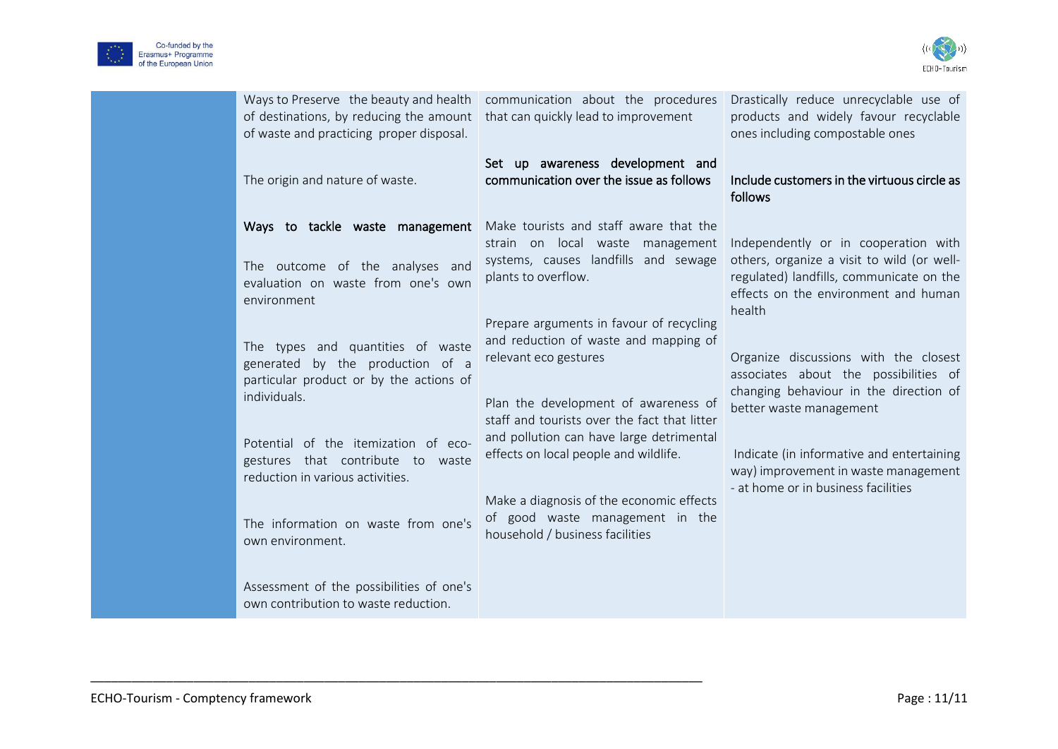| | | | |
|---|---|---|---|
| | Ways to Preserve the beauty and health of destinations, by reducing the amount of waste and practicing proper disposal.<br><br>The origin and nature of waste.<br><br>Ways to tackle waste management<br><br>The outcome of the analyses and evaluation on waste from one's own environment<br><br>The types and quantities of waste generated by the production of a particular product or by the actions of individuals.<br><br>Potential of the itemization of eco-gestures that contribute to waste reduction in various activities.<br><br>The information on waste from one's own environment.<br><br>Assessment of the possibilities of one's own contribution to waste reduction. | communication about the procedures that can quickly lead to improvement<br><br>Set up awareness development and communication over the issue as follows<br><br>Make tourists and staff aware that the strain on local waste management systems, causes landfills and sewage plants to overflow.<br><br>Prepare arguments in favour of recycling and reduction of waste and mapping of relevant eco gestures<br><br>Plan the development of awareness of staff and tourists over the fact that litter and pollution can have large detrimental effects on local people and wildlife.<br><br>Make a diagnosis of the economic effects of good waste management in the household / business facilities | Drastically reduce unrecyclable use of products and widely favour recyclable ones including compostable ones<br><br>Include customers in the virtuous circle as follows<br><br>Independently or in cooperation with others, organize a visit to wild (or well-regulated) landfills, communicate on the effects on the environment and human health<br><br>Organize discussions with the closest associates about the possibilities of changing behaviour in the direction of better waste management<br><br>Indicate (in informative and entertaining way) improvement in waste management - at home or in business facilities |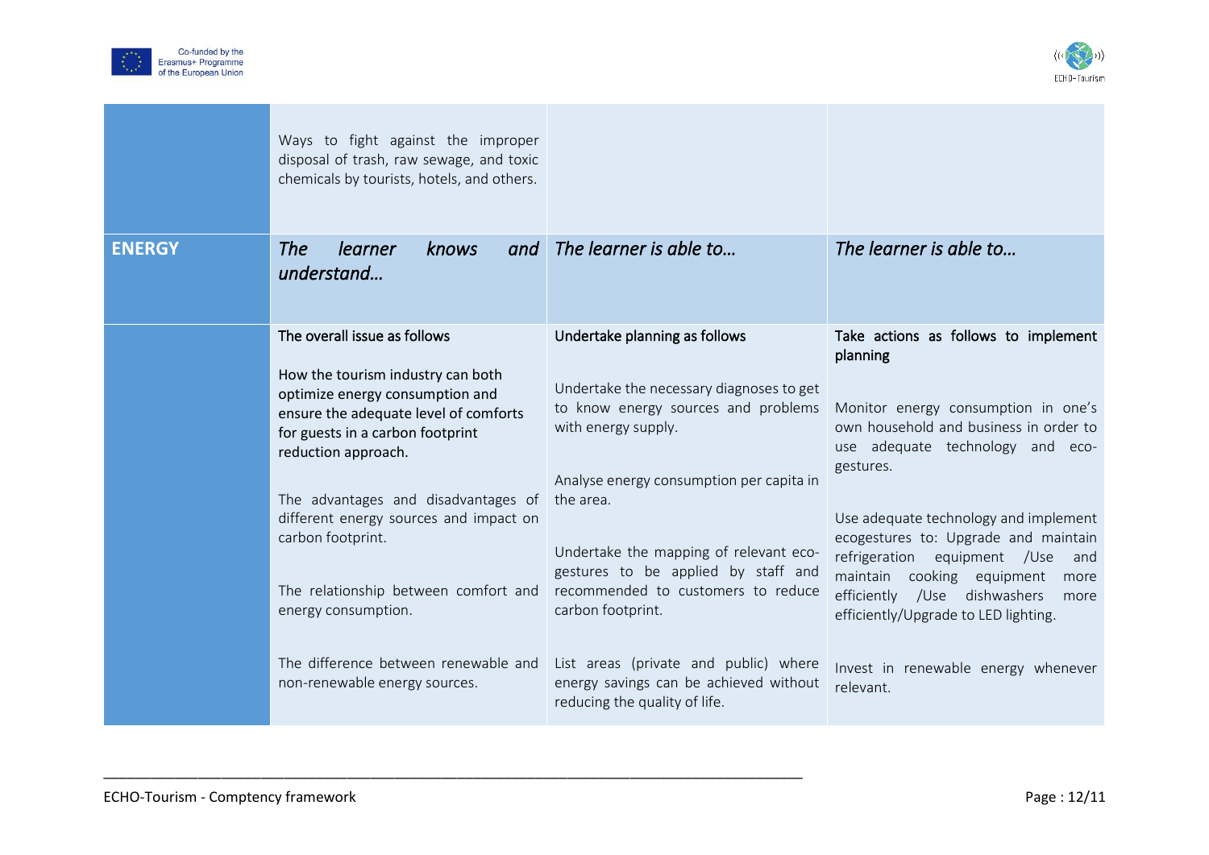| | | | |
|---|---|---|---|
| | Ways to fight against the improper disposal of trash, raw sewage, and toxic chemicals by tourists, hotels, and others. | | |
| **ENERGY** | ***The learner knows and understand…*** | ***The learner is able to…*** | ***The learner is able to…*** |
| | The overall issue as follows<br><br>How the tourism industry can both optimize energy consumption and ensure the adequate level of comforts for guests in a carbon footprint reduction approach.<br><br>The advantages and disadvantages of different energy sources and impact on carbon footprint.<br><br>The relationship between comfort and energy consumption.<br><br>The difference between renewable and non-renewable energy sources. | Undertake planning as follows<br><br>Undertake the necessary diagnoses to get to know energy sources and problems with energy supply.<br><br>Analyse energy consumption per capita in the area.<br><br>Undertake the mapping of relevant eco-gestures to be applied by staff and recommended to customers to reduce carbon footprint.<br><br>List areas (private and public) where energy savings can be achieved without reducing the quality of life. | Take actions as follows to implement planning<br><br>Monitor energy consumption in one's own household and business in order to use adequate technology and eco-gestures.<br><br>Use adequate technology and implement ecogestures to: Upgrade and maintain refrigeration equipment /Use and maintain cooking equipment more efficiently /Use dishwashers more efficiently/Upgrade to LED lighting.<br><br>Invest in renewable energy whenever relevant. |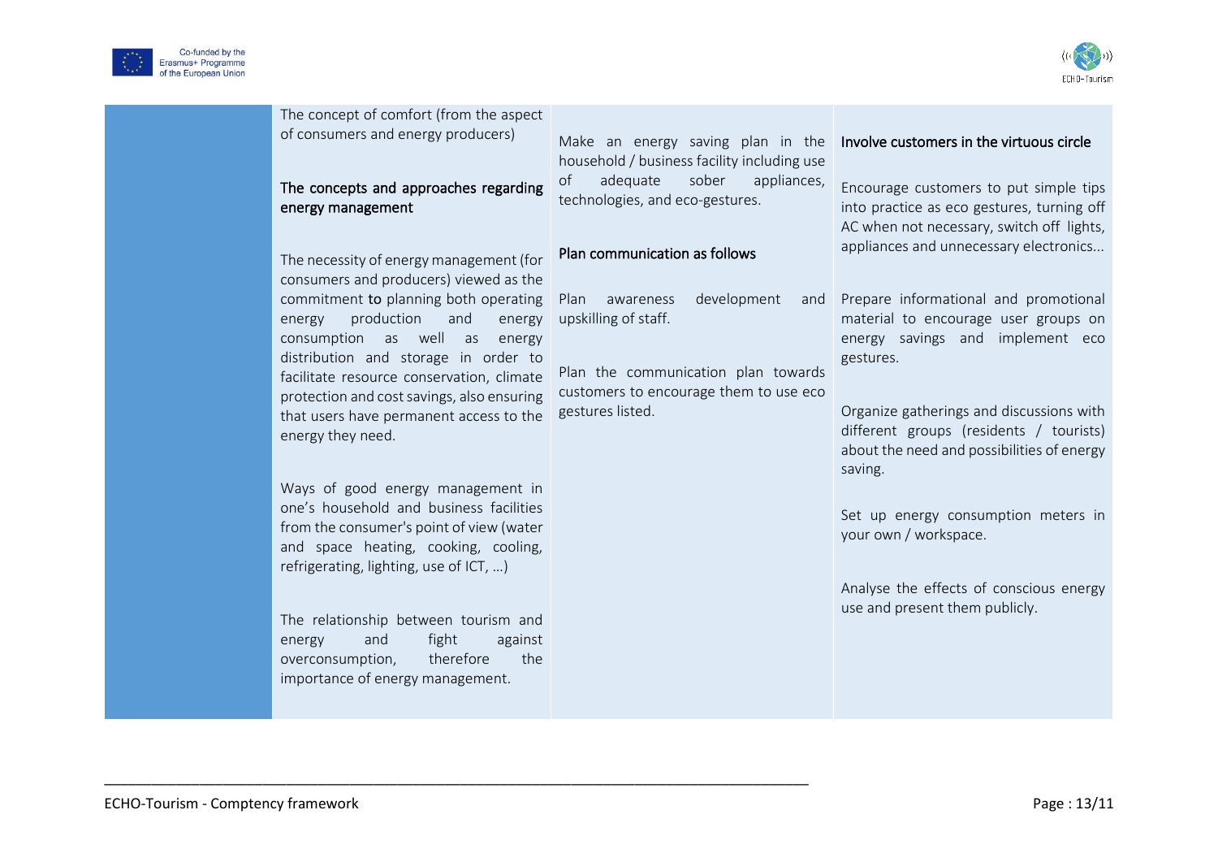| | | | |
|---|---|---|---|
| | The concept of comfort (from the aspect of consumers and energy producers)<br><br>**The concepts and approaches regarding energy management**<br><br>The necessity of energy management (for consumers and producers) viewed as the commitment to planning both operating energy production and energy consumption as well as energy distribution and storage in order to facilitate resource conservation, climate protection and cost savings, also ensuring that users have permanent access to the energy they need.<br><br>Ways of good energy management in one's household and business facilities from the consumer's point of view (water and space heating, cooking, cooling, refrigerating, lighting, use of ICT, …)<br><br>The relationship between tourism and energy and fight against overconsumption, therefore the importance of energy management. | Make an energy saving plan in the household / business facility including use of adequate sober appliances, technologies, and eco-gestures.<br><br>**Plan communication as follows**<br><br>Plan awareness development and upskilling of staff.<br><br>Plan the communication plan towards customers to encourage them to use eco gestures listed. | **Involve customers in the virtuous circle**<br><br>Encourage customers to put simple tips into practice as eco gestures, turning off AC when not necessary, switch off lights, appliances and unnecessary electronics...<br><br>Prepare informational and promotional material to encourage user groups on energy savings and implement eco gestures.<br><br>Organize gatherings and discussions with different groups (residents / tourists) about the need and possibilities of energy saving.<br><br>Set up energy consumption meters in your own / workspace.<br><br>Analyse the effects of conscious energy use and present them publicly. |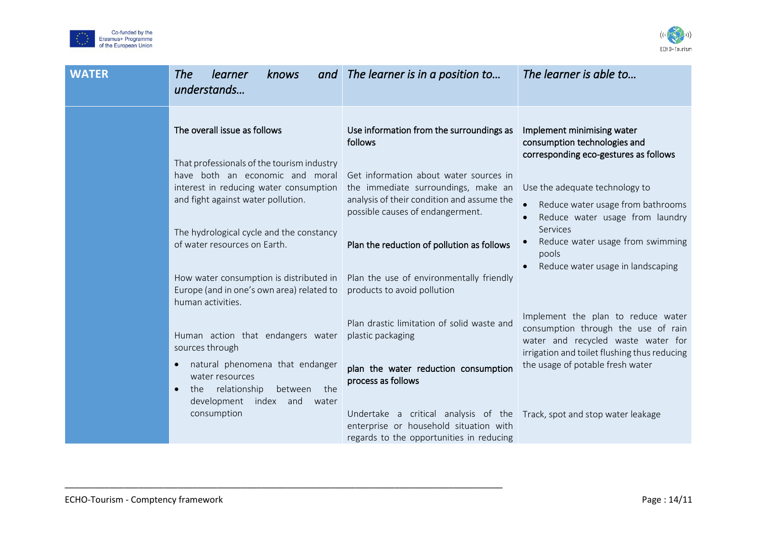| WATER | *The learner knows and understands…* | *The learner is in a position to…* | *The learner is able to…* |
|---|---|---|---|
| | The overall issue as follows<br><br>That professionals of the tourism industry have both an economic and moral interest in reducing water consumption and fight against water pollution.<br><br>The hydrological cycle and the constancy of water resources on Earth.<br><br>How water consumption is distributed in Europe (and in one's own area) related to human activities.<br><br>Human action that endangers water sources through<br>• natural phenomena that endanger water resources<br>• the relationship between the development index and water consumption | Use information from the surroundings as follows<br><br>Get information about water sources in the immediate surroundings, make an analysis of their condition and assume the possible causes of endangerment.<br><br>Plan the reduction of pollution as follows<br><br>Plan the use of environmentally friendly products to avoid pollution<br><br>Plan drastic limitation of solid waste and plastic packaging<br><br>plan the water reduction consumption process as follows<br><br>Undertake a critical analysis of the enterprise or household situation with regards to the opportunities in reducing | Implement minimising water consumption technologies and corresponding eco-gestures as follows<br><br>Use the adequate technology to<br>• Reduce water usage from bathrooms<br>• Reduce water usage from laundry Services<br>• Reduce water usage from swimming pools<br>• Reduce water usage in landscaping<br><br>Implement the plan to reduce water consumption through the use of rain water and recycled waste water for irrigation and toilet flushing thus reducing the usage of potable fresh water<br><br>Track, spot and stop water leakage |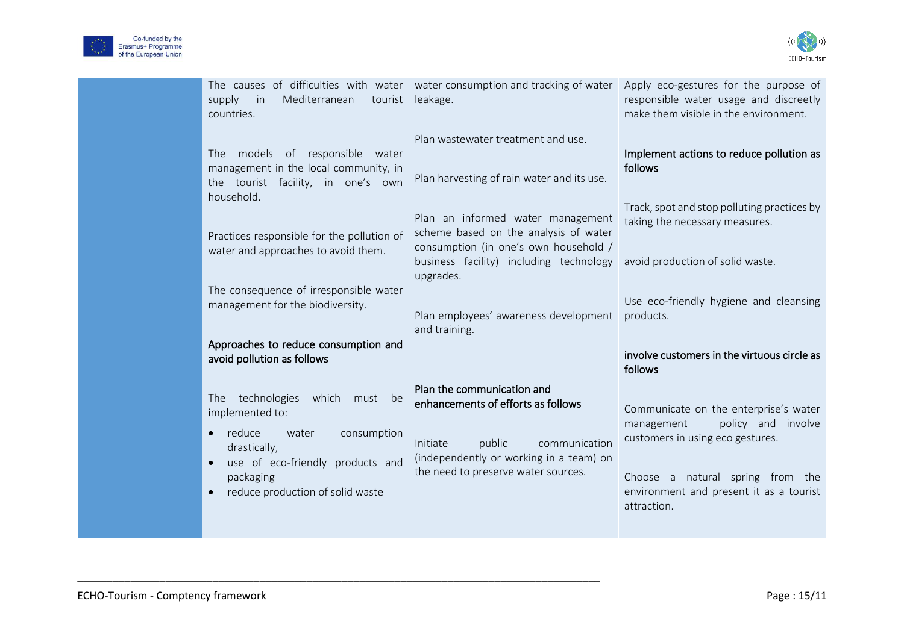| | | | |
|---|---|---|---|
| | The causes of difficulties with water supply in Mediterranean tourist countries.<br><br>The models of responsible water management in the local community, in the tourist facility, in one's own household.<br><br>Practices responsible for the pollution of water and approaches to avoid them.<br><br>The consequence of irresponsible water management for the biodiversity.<br><br>**Approaches to reduce consumption and avoid pollution as follows**<br><br>The technologies which must be implemented to:<br>• reduce water consumption drastically,<br>• use of eco-friendly products and packaging<br>• reduce production of solid waste | water consumption and tracking of water leakage.<br><br>Plan wastewater treatment and use.<br><br>Plan harvesting of rain water and its use.<br><br>Plan an informed water management scheme based on the analysis of water consumption (in one's own household / business facility) including technology upgrades.<br><br>Plan employees' awareness development and training.<br><br>**Plan the communication and enhancements of efforts as follows**<br><br>Initiate public communication (independently or working in a team) on the need to preserve water sources. | Apply eco-gestures for the purpose of responsible water usage and discreetly make them visible in the environment.<br><br>**Implement actions to reduce pollution as follows**<br><br>Track, spot and stop polluting practices by taking the necessary measures.<br><br>avoid production of solid waste.<br><br>Use eco-friendly hygiene and cleansing products.<br><br>**involve customers in the virtuous circle as follows**<br><br>Communicate on the enterprise's water management policy and involve customers in using eco gestures.<br><br>Choose a natural spring from the environment and present it as a tourist attraction. |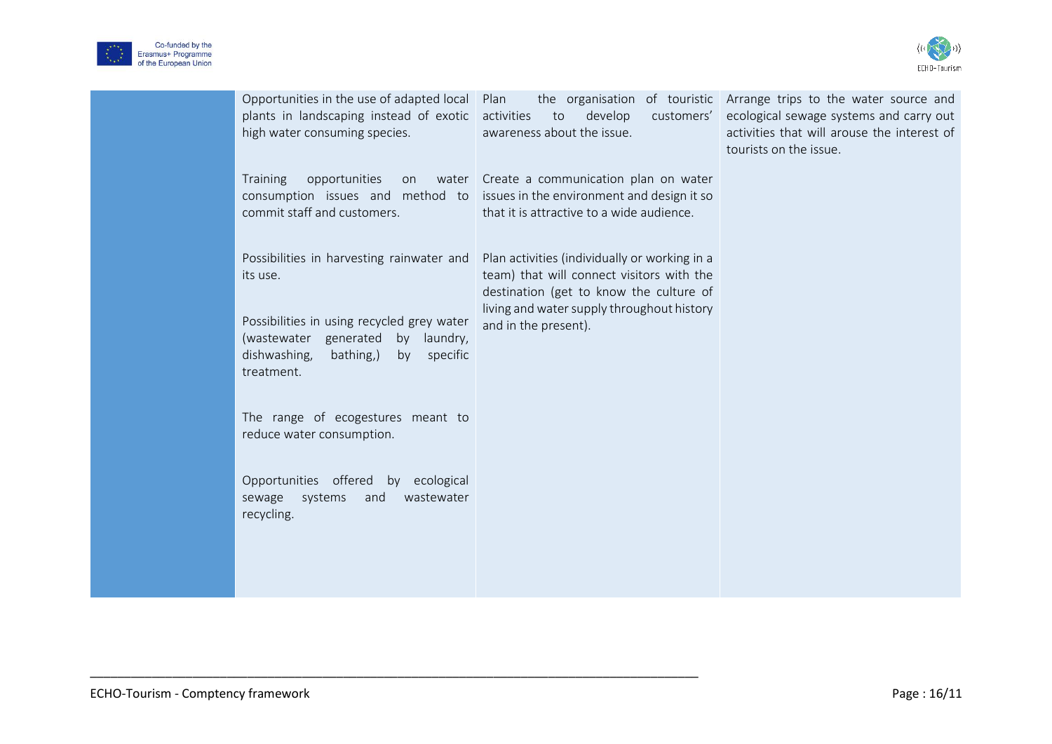| | | | |
|---|---|---|---|
| | Opportunities in the use of adapted local plants in landscaping instead of exotic high water consuming species.<br><br>Training opportunities on water consumption issues and method to commit staff and customers.<br><br>Possibilities in harvesting rainwater and its use.<br><br>Possibilities in using recycled grey water (wastewater generated by laundry, dishwashing, bathing,) by specific treatment.<br><br>The range of ecogestures meant to reduce water consumption.<br><br>Opportunities offered by ecological sewage systems and wastewater recycling. | Plan the organisation of touristic activities to develop customers' awareness about the issue.<br><br>Create a communication plan on water issues in the environment and design it so that it is attractive to a wide audience.<br><br>Plan activities (individually or working in a team) that will connect visitors with the destination (get to know the culture of living and water supply throughout history and in the present). | Arrange trips to the water source and ecological sewage systems and carry out activities that will arouse the interest of tourists on the issue. |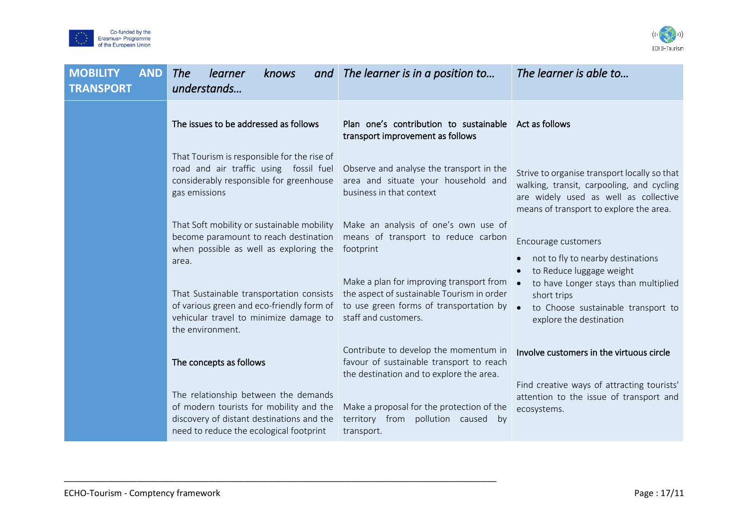| MOBILITY AND TRANSPORT | *The learner knows and understands…* | *The learner is in a position to…* | *The learner is able to…* |
|---|---|---|---|
| | The issues to be addressed as follows<br><br>That Tourism is responsible for the rise of road and air traffic using fossil fuel considerably responsible for greenhouse gas emissions<br><br>That Soft mobility or sustainable mobility become paramount to reach destination when possible as well as exploring the area.<br><br>That Sustainable transportation consists of various green and eco-friendly form of vehicular travel to minimize damage to the environment.<br><br>The concepts as follows<br><br>The relationship between the demands of modern tourists for mobility and the discovery of distant destinations and the need to reduce the ecological footprint | Plan one's contribution to sustainable transport improvement as follows<br><br>Observe and analyse the transport in the area and situate your household and business in that context<br><br>Make an analysis of one's own use of means of transport to reduce carbon footprint<br><br>Make a plan for improving transport from the aspect of sustainable Tourism in order to use green forms of transportation by staff and customers.<br><br>Contribute to develop the momentum in favour of sustainable transport to reach the destination and to explore the area.<br><br>Make a proposal for the protection of the territory from pollution caused by transport. | Act as follows<br><br>Strive to organise transport locally so that walking, transit, carpooling, and cycling are widely used as well as collective means of transport to explore the area.<br><br>Encourage customers<br>• not to fly to nearby destinations<br>• to Reduce luggage weight<br>• to have Longer stays than multiplied short trips<br>• to Choose sustainable transport to explore the destination<br><br>Involve customers in the virtuous circle<br><br>Find creative ways of attracting tourists' attention to the issue of transport and ecosystems. |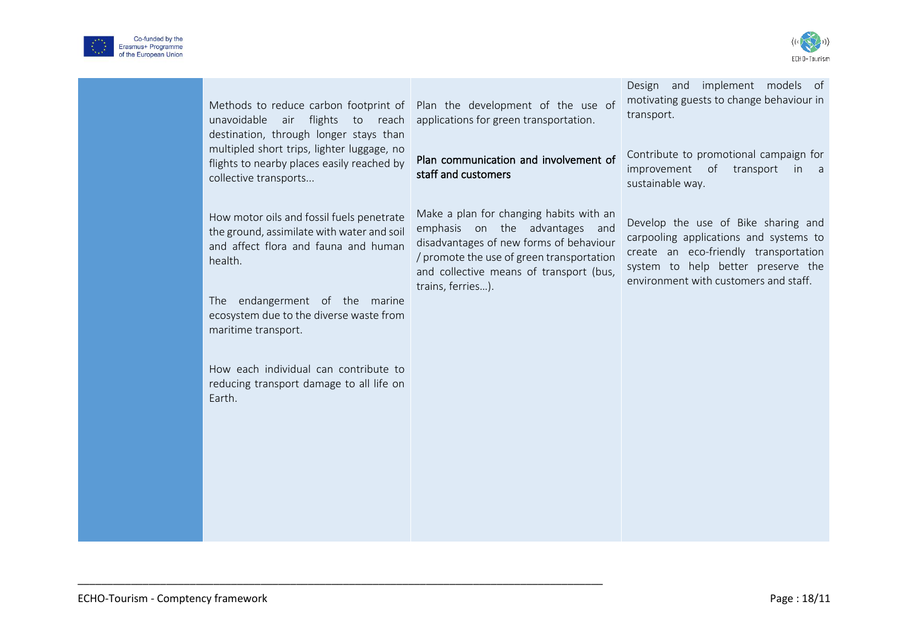| | | | |
|---|---|---|---|
| | Methods to reduce carbon footprint of unavoidable air flights to reach destination, through longer stays than multipled short trips, lighter luggage, no flights to nearby places easily reached by collective transports...<br><br>How motor oils and fossil fuels penetrate the ground, assimilate with water and soil and affect flora and fauna and human health.<br><br>The endangerment of the marine ecosystem due to the diverse waste from maritime transport.<br><br>How each individual can contribute to reducing transport damage to all life on Earth. | Plan the development of the use of applications for green transportation.<br><br>**Plan communication and involvement of staff and customers**<br><br>Make a plan for changing habits with an emphasis on the advantages and disadvantages of new forms of behaviour / promote the use of green transportation and collective means of transport (bus, trains, ferries…). | Design and implement models of motivating guests to change behaviour in transport.<br><br>Contribute to promotional campaign for improvement of transport in a sustainable way.<br><br>Develop the use of Bike sharing and carpooling applications and systems to create an eco-friendly transportation system to help better preserve the environment with customers and staff. |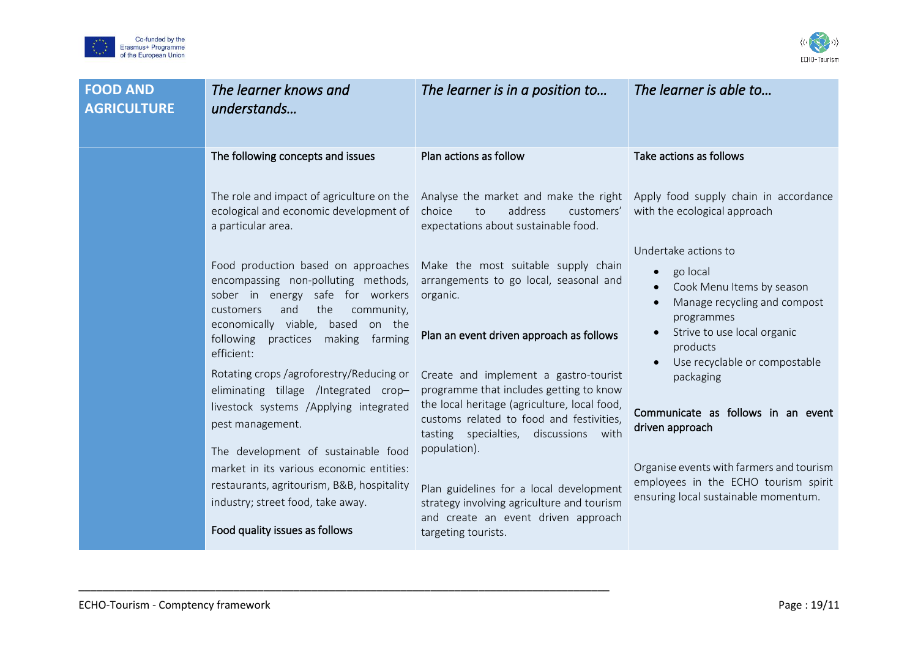| FOOD AND AGRICULTURE | *The learner knows and understands…* | *The learner is in a position to…* | *The learner is able to…* |
|---|---|---|---|
| | The following concepts and issues<br><br>The role and impact of agriculture on the ecological and economic development of a particular area.<br><br>Food production based on approaches encompassing non-polluting methods, sober in energy safe for workers customers and the community, economically viable, based on the following practices making farming efficient:<br><br>Rotating crops /agroforestry/Reducing or eliminating tillage /Integrated crop–livestock systems /Applying integrated pest management.<br><br>The development of sustainable food market in its various economic entities: restaurants, agritourism, B&B, hospitality industry; street food, take away.<br><br>Food quality issues as follows | Plan actions as follow<br><br>Analyse the market and make the right choice to address customers' expectations about sustainable food.<br><br>Make the most suitable supply chain arrangements to go local, seasonal and organic.<br><br>Plan an event driven approach as follows<br><br>Create and implement a gastro-tourist programme that includes getting to know the local heritage (agriculture, local food, customs related to food and festivities, tasting specialties, discussions with population).<br><br>Plan guidelines for a local development strategy involving agriculture and tourism and create an event driven approach targeting tourists. | Take actions as follows<br><br>Apply food supply chain in accordance with the ecological approach<br><br>Undertake actions to<br>• go local<br>• Cook Menu Items by season<br>• Manage recycling and compost programmes<br>• Strive to use local organic products<br>• Use recyclable or compostable packaging<br><br>Communicate as follows in an event driven approach<br><br>Organise events with farmers and tourism employees in the ECHO tourism spirit ensuring local sustainable momentum. |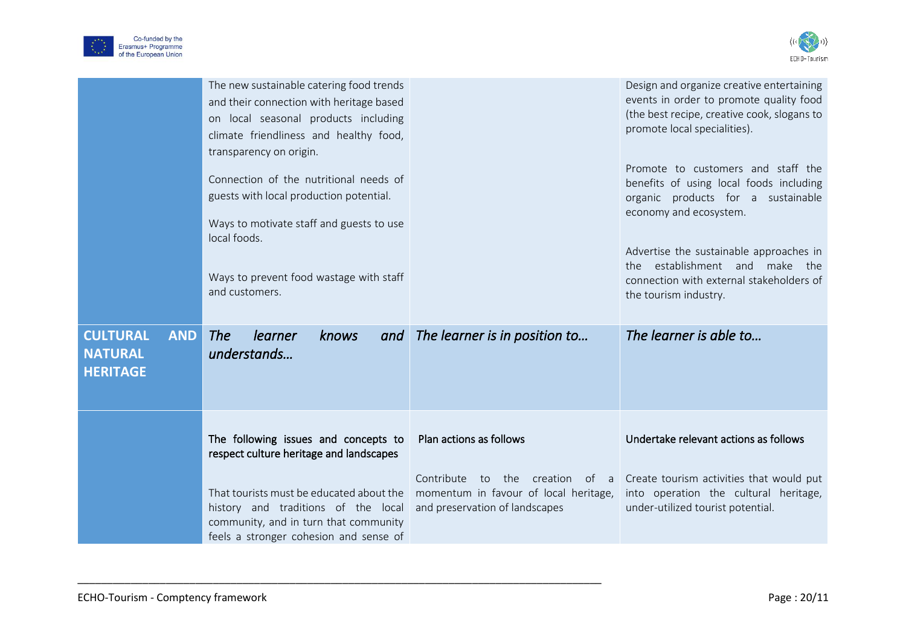| | | | |
|---|---|---|---|
| | The new sustainable catering food trends and their connection with heritage based on local seasonal products including climate friendliness and healthy food, transparency on origin.<br><br>Connection of the nutritional needs of guests with local production potential.<br><br>Ways to motivate staff and guests to use local foods.<br><br>Ways to prevent food wastage with staff and customers. | | Design and organize creative entertaining events in order to promote quality food (the best recipe, creative cook, slogans to promote local specialities).<br><br>Promote to customers and staff the benefits of using local foods including organic products for a sustainable economy and ecosystem.<br><br>Advertise the sustainable approaches in the establishment and make the connection with external stakeholders of the tourism industry. |
| **CULTURAL AND NATURAL HERITAGE** | ***The learner knows and understands…*** | ***The learner is in position to…*** | ***The learner is able to…*** |
| | The following issues and concepts to respect culture heritage and landscapes<br><br>That tourists must be educated about the history and traditions of the local community, and in turn that community feels a stronger cohesion and sense of | Plan actions as follows<br><br>Contribute to the creation of a momentum in favour of local heritage, and preservation of landscapes | Undertake relevant actions as follows<br><br>Create tourism activities that would put into operation the cultural heritage, under-utilized tourist potential. |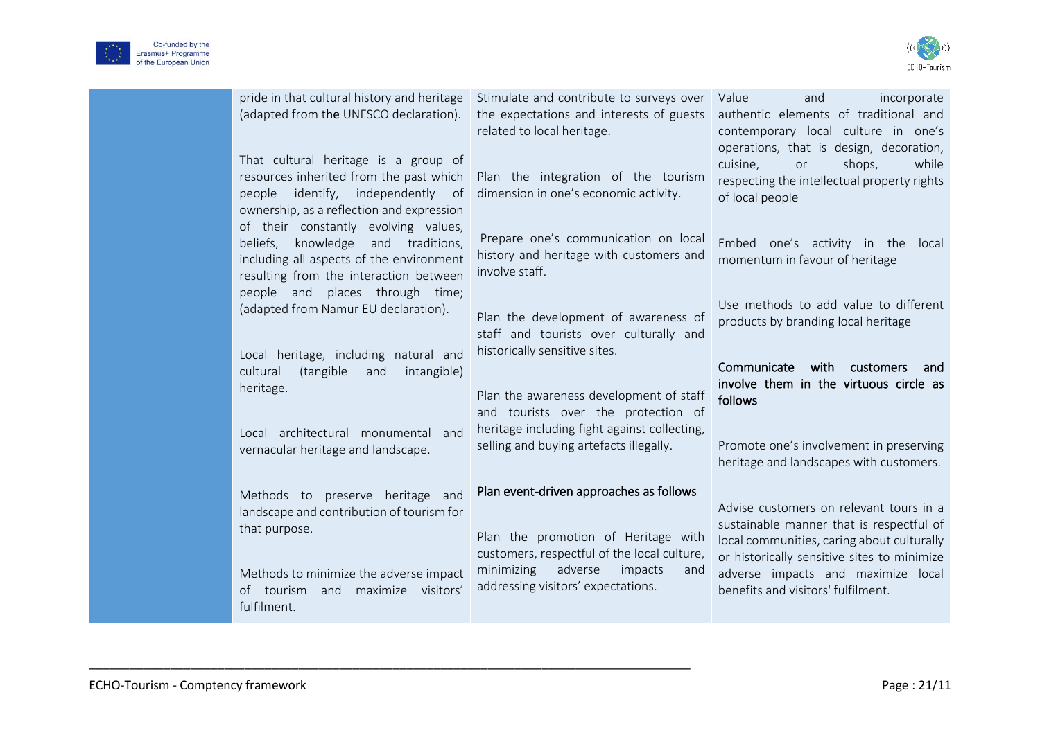| | | | |
|---|---|---|---|
| | pride in that cultural history and heritage (adapted from the UNESCO declaration).<br><br>That cultural heritage is a group of resources inherited from the past which people identify, independently of ownership, as a reflection and expression of their constantly evolving values, beliefs, knowledge and traditions, including all aspects of the environment resulting from the interaction between people and places through time; (adapted from Namur EU declaration).<br><br>Local heritage, including natural and cultural (tangible and intangible) heritage.<br><br>Local architectural monumental and vernacular heritage and landscape.<br><br>Methods to preserve heritage and landscape and contribution of tourism for that purpose.<br><br>Methods to minimize the adverse impact of tourism and maximize visitors' fulfilment. | Stimulate and contribute to surveys over the expectations and interests of guests related to local heritage.<br><br>Plan the integration of the tourism dimension in one's economic activity.<br><br>Prepare one's communication on local history and heritage with customers and involve staff.<br><br>Plan the development of awareness of staff and tourists over culturally and historically sensitive sites.<br><br>Plan the awareness development of staff and tourists over the protection of heritage including fight against collecting, selling and buying artefacts illegally.<br><br>Plan event-driven approaches as follows<br><br>Plan the promotion of Heritage with customers, respectful of the local culture, minimizing adverse impacts and addressing visitors' expectations. | Value and incorporate authentic elements of traditional and contemporary local culture in one's operations, that is design, decoration, cuisine, or shops, while respecting the intellectual property rights of local people<br><br>Embed one's activity in the local momentum in favour of heritage<br><br>Use methods to add value to different products by branding local heritage<br><br>Communicate with customers and involve them in the virtuous circle as follows<br><br>Promote one's involvement in preserving heritage and landscapes with customers.<br><br>Advise customers on relevant tours in a sustainable manner that is respectful of local communities, caring about culturally or historically sensitive sites to minimize adverse impacts and maximize local benefits and visitors' fulfilment. |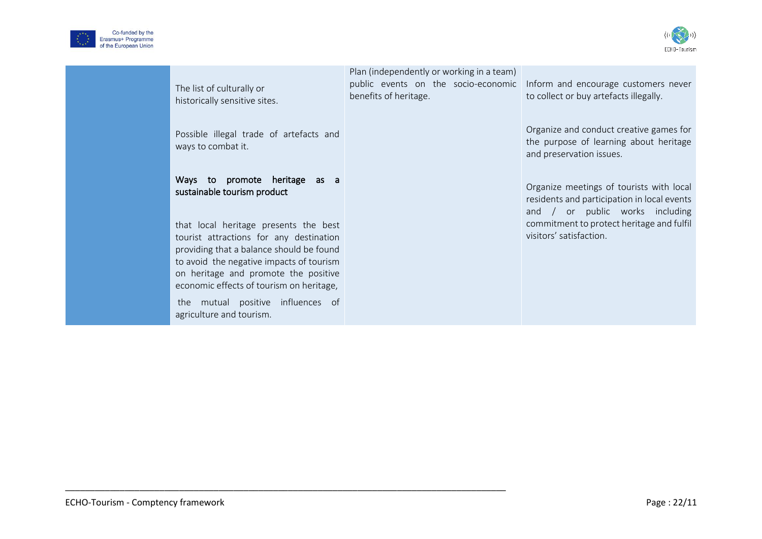| | | | |
|---|---|---|---|
| | The list of culturally or historically sensitive sites.<br><br>Possible illegal trade of artefacts and ways to combat it.<br><br>**Ways to promote heritage as a sustainable tourism product**<br><br>that local heritage presents the best tourist attractions for any destination providing that a balance should be found to avoid the negative impacts of tourism on heritage and promote the positive economic effects of tourism on heritage,<br><br>the mutual positive influences of agriculture and tourism. | Plan (independently or working in a team) public events on the socio-economic benefits of heritage. | Inform and encourage customers never to collect or buy artefacts illegally.<br><br>Organize and conduct creative games for the purpose of learning about heritage and preservation issues.<br><br>Organize meetings of tourists with local residents and participation in local events and / or public works including commitment to protect heritage and fulfil visitors' satisfaction. |